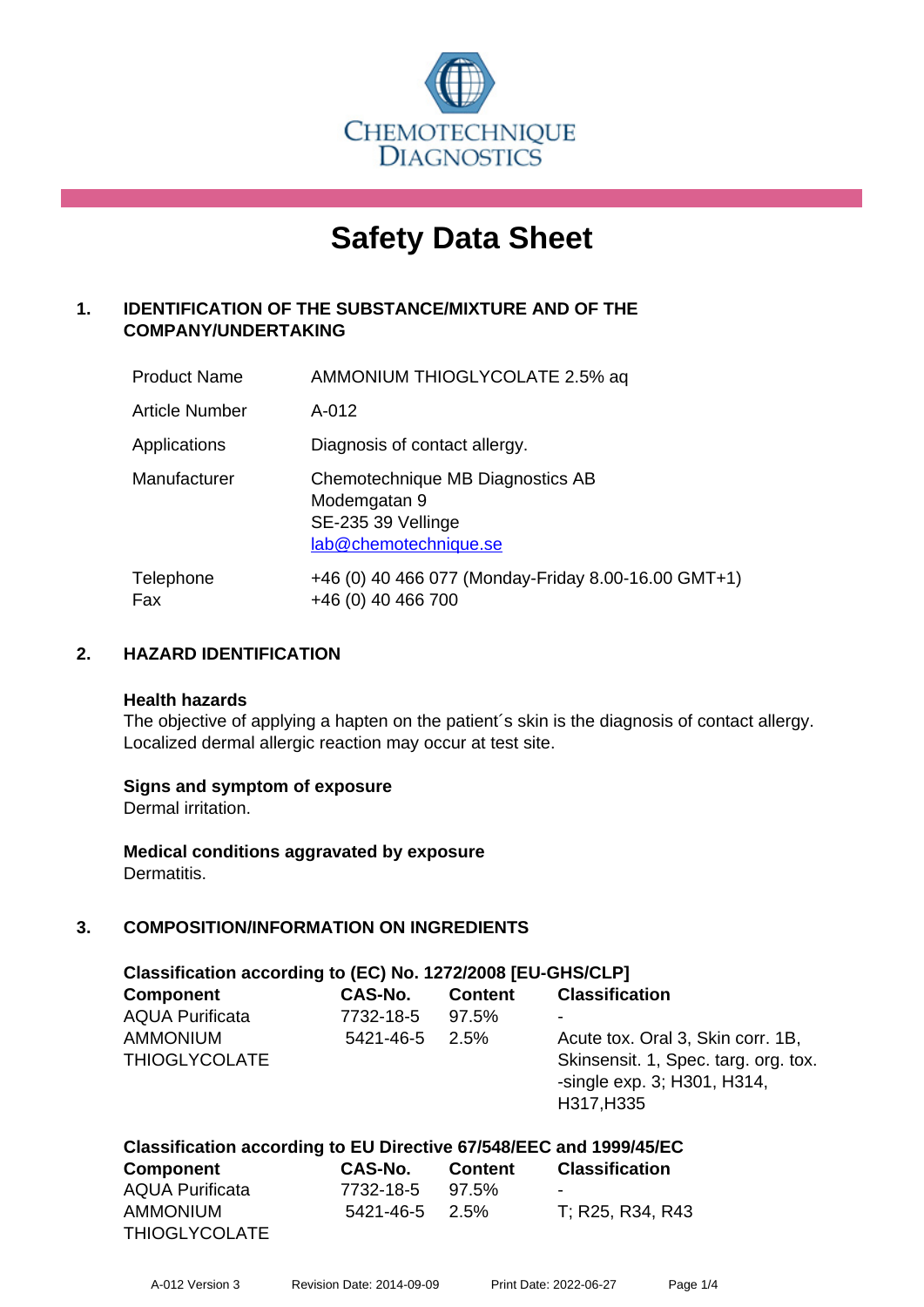CHEMOTECHNIQUE DIAGNOSTICS

# Safety Data Sheet

## 1. IDENTIFICATION OF THE SUBSTANCE/MIXTURE AND OF THE COMPANY/UNDERTAKING

| | |
|---|---|
| Product Name | AMMONIUM THIOGLYCOLATE 2.5% aq |
| Article Number | A-012 |
| Applications | Diagnosis of contact allergy. |
| Manufacturer | Chemotechnique MB Diagnostics AB<br>Modemgatan 9<br>SE-235 39 Vellinge<br>lab@chemotechnique.se |
| Telephone<br>Fax | +46 (0) 40 466 077 (Monday-Friday 8.00-16.00 GMT+1)<br>+46 (0) 40 466 700 |

## 2. HAZARD IDENTIFICATION

**Health hazards**
The objective of applying a hapten on the patient´s skin is the diagnosis of contact allergy. Localized dermal allergic reaction may occur at test site.

**Signs and symptom of exposure**
Dermal irritation.

**Medical conditions aggravated by exposure**
Dermatitis.

## 3. COMPOSITION/INFORMATION ON INGREDIENTS

**Classification according to (EC) No. 1272/2008 [EU-GHS/CLP]**

| Component | CAS-No. | Content | Classification |
|---|---|---|---|
| AQUA Purificata | 7732-18-5 | 97.5% | - |
| AMMONIUM THIOGLYCOLATE | 5421-46-5 | 2.5% | Acute tox. Oral 3, Skin corr. 1B, Skinsensit. 1, Spec. targ. org. tox. -single exp. 3; H301, H314, H317,H335 |

**Classification according to EU Directive 67/548/EEC and 1999/45/EC**

| Component | CAS-No. | Content | Classification |
|---|---|---|---|
| AQUA Purificata | 7732-18-5 | 97.5% | - |
| AMMONIUM THIOGLYCOLATE | 5421-46-5 | 2.5% | T; R25, R34, R43 |

A-012 Version 3 Revision Date: 2014-09-09 Print Date: 2022-06-27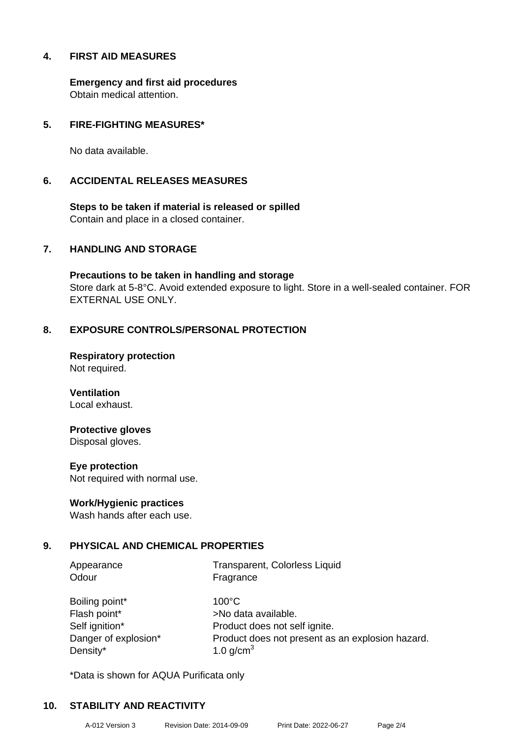## 4. FIRST AID MEASURES

**Emergency and first aid procedures**
Obtain medical attention.

## 5. FIRE-FIGHTING MEASURES*

No data available.

## 6. ACCIDENTAL RELEASES MEASURES

**Steps to be taken if material is released or spilled**
Contain and place in a closed container.

## 7. HANDLING AND STORAGE

**Precautions to be taken in handling and storage**
Store dark at 5-8°C. Avoid extended exposure to light. Store in a well-sealed container. FOR EXTERNAL USE ONLY.

## 8. EXPOSURE CONTROLS/PERSONAL PROTECTION

**Respiratory protection**
Not required.

**Ventilation**
Local exhaust.

**Protective gloves**
Disposal gloves.

**Eye protection**
Not required with normal use.

**Work/Hygienic practices**
Wash hands after each use.

## 9. PHYSICAL AND CHEMICAL PROPERTIES

| | |
|---|---|
| Appearance | Transparent, Colorless Liquid |
| Odour | Fragrance |
| Boiling point* | 100°C |
| Flash point* | >No data available. |
| Self ignition* | Product does not self ignite. |
| Danger of explosion* | Product does not present as an explosion hazard. |
| Density* | 1.0 g/cm$^3$ |

*Data is shown for AQUA Purificata only

## 10. STABILITY AND REACTIVITY

A-012 Version 3 Revision Date: 2014-09-09 Print Date: 2022-06-27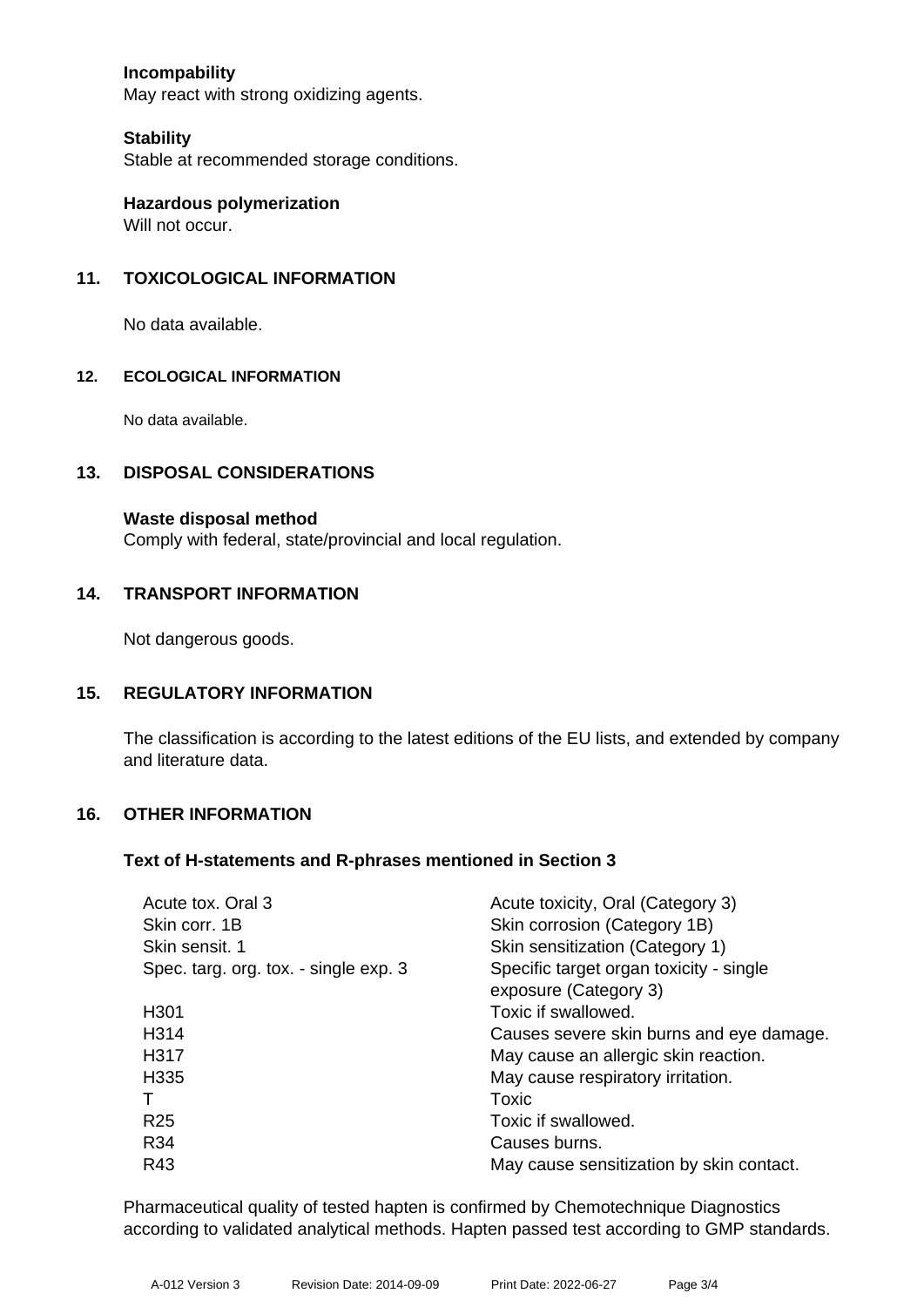**Incompability**
May react with strong oxidizing agents.

**Stability**
Stable at recommended storage conditions.

**Hazardous polymerization**
Will not occur.

## 11. TOXICOLOGICAL INFORMATION

No data available.

## 12. ECOLOGICAL INFORMATION

No data available.

## 13. DISPOSAL CONSIDERATIONS

**Waste disposal method**
Comply with federal, state/provincial and local regulation.

## 14. TRANSPORT INFORMATION

Not dangerous goods.

## 15. REGULATORY INFORMATION

The classification is according to the latest editions of the EU lists, and extended by company and literature data.

## 16. OTHER INFORMATION

### Text of H-statements and R-phrases mentioned in Section 3

| | |
|---|---|
| Acute tox. Oral 3 | Acute toxicity, Oral (Category 3) |
| Skin corr. 1B | Skin corrosion (Category 1B) |
| Skin sensit. 1 | Skin sensitization (Category 1) |
| Spec. targ. org. tox. - single exp. 3 | Specific target organ toxicity - single exposure (Category 3) |
| H301 | Toxic if swallowed. |
| H314 | Causes severe skin burns and eye damage. |
| H317 | May cause an allergic skin reaction. |
| H335 | May cause respiratory irritation. |
| T | Toxic |
| R25 | Toxic if swallowed. |
| R34 | Causes burns. |
| R43 | May cause sensitization by skin contact. |

Pharmaceutical quality of tested hapten is confirmed by Chemotechnique Diagnostics according to validated analytical methods. Hapten passed test according to GMP standards.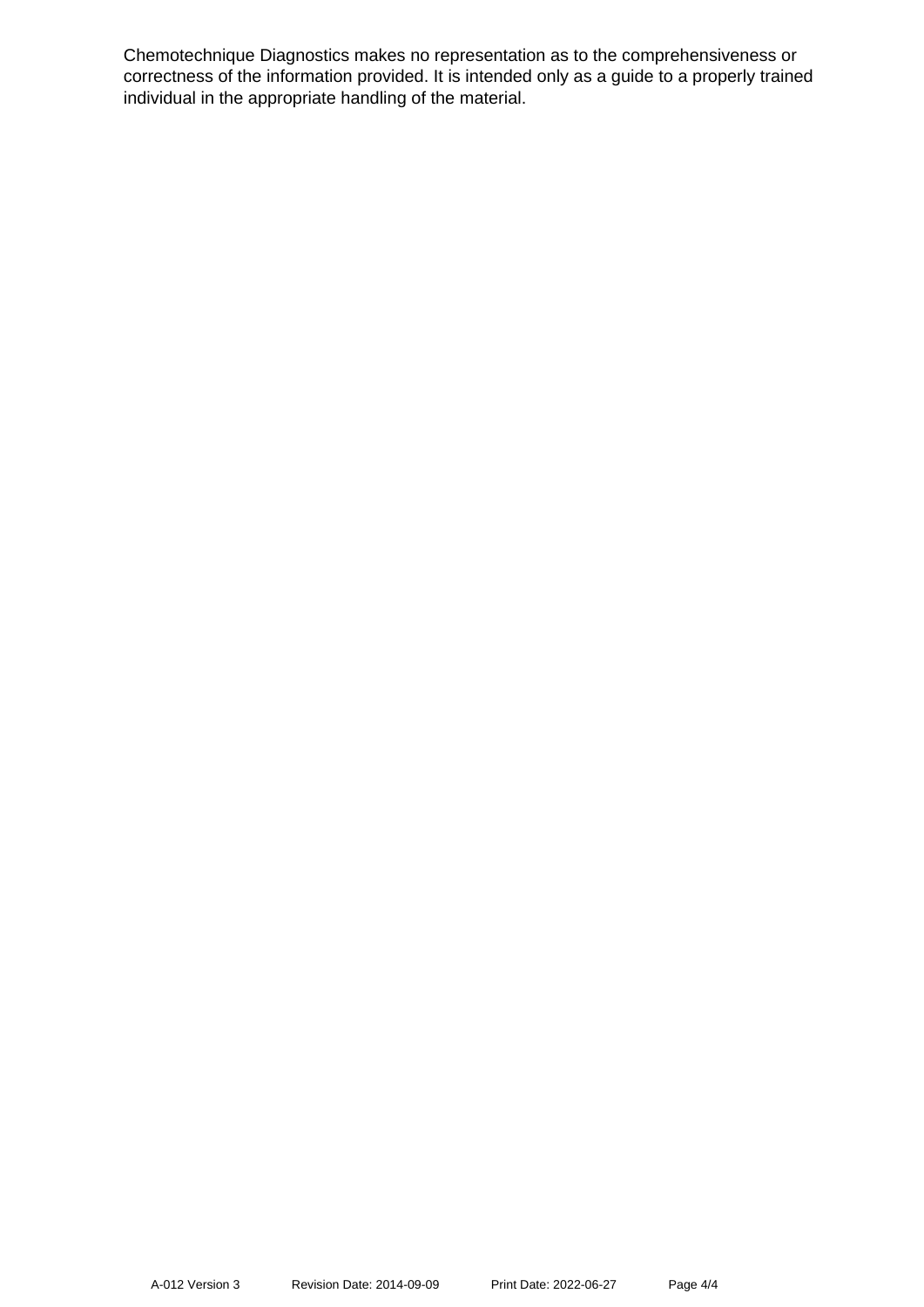Chemotechnique Diagnostics makes no representation as to the comprehensiveness or correctness of the information provided. It is intended only as a guide to a properly trained individual in the appropriate handling of the material.